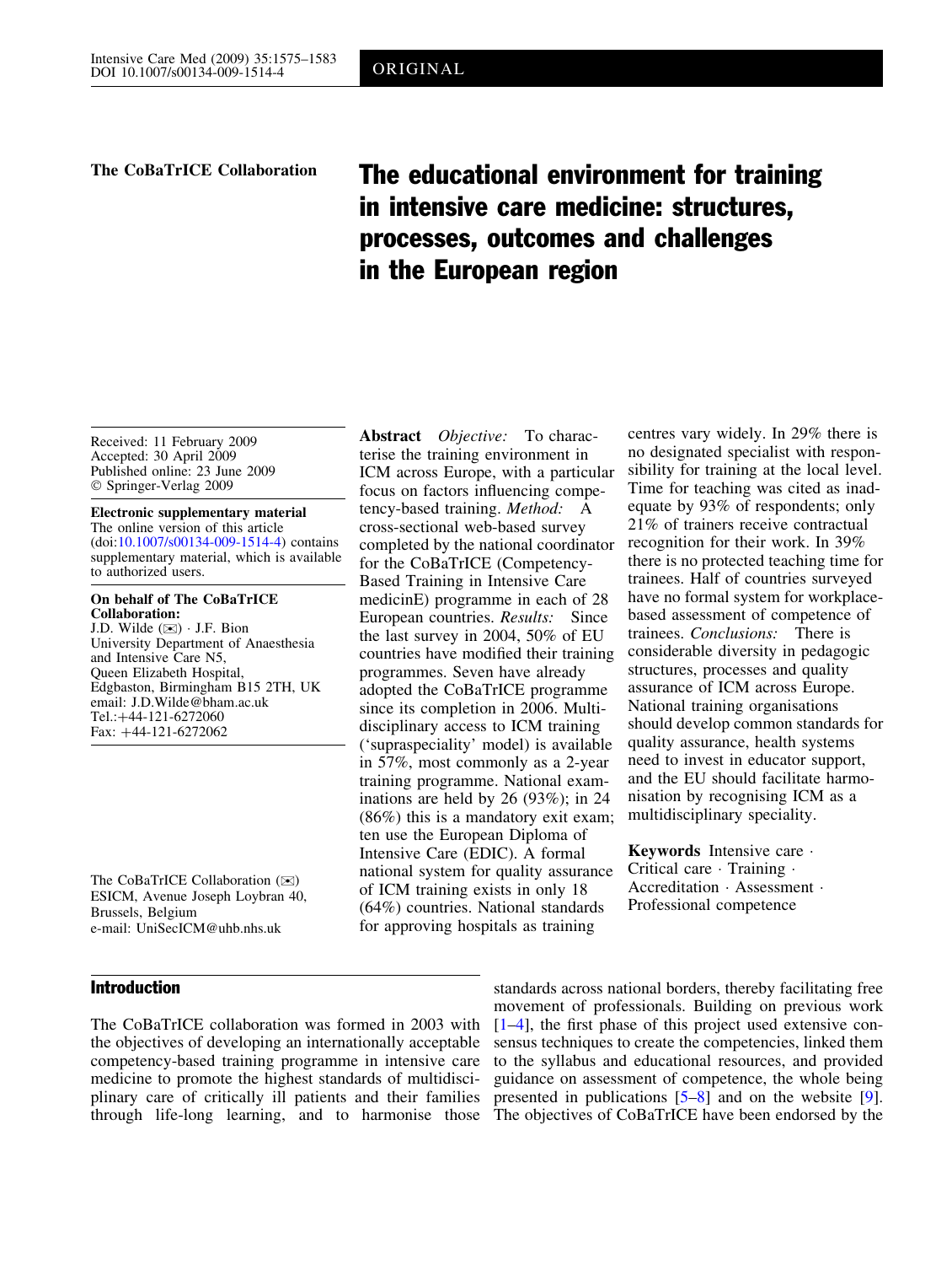ORIGINAL

**The CoBaTrICE Collaboration**

# The educational environment for training in intensive care medicine: structures, processes, outcomes and challenges in the European region

Received: 11 February 2009
Accepted: 30 April 2009
Published online: 23 June 2009
© Springer-Verlag 2009

**Electronic supplementary material**
The online version of this article (doi:10.1007/s00134-009-1514-4) contains supplementary material, which is available to authorized users.

**On behalf of The CoBaTrICE Collaboration:**
J.D. Wilde (✉) · J.F. Bion
University Department of Anaesthesia and Intensive Care N5,
Queen Elizabeth Hospital,
Edgbaston, Birmingham B15 2TH, UK
email: J.D.Wilde@bham.ac.uk
Tel.:+44-121-6272060
Fax: +44-121-6272062

The CoBaTrICE Collaboration (✉)
ESICM, Avenue Joseph Loybran 40,
Brussels, Belgium
e-mail: UniSecICM@uhb.nhs.uk

**Abstract** *Objective:* To characterise the training environment in ICM across Europe, with a particular focus on factors influencing competency-based training. *Method:* A cross-sectional web-based survey completed by the national coordinator for the CoBaTrICE (Competency-Based Training in Intensive Care medicinE) programme in each of 28 European countries. *Results:* Since the last survey in 2004, 50% of EU countries have modified their training programmes. Seven have already adopted the CoBaTrICE programme since its completion in 2006. Multidisciplinary access to ICM training ('supraspeciality' model) is available in 57%, most commonly as a 2-year training programme. National examinations are held by 26 (93%); in 24 (86%) this is a mandatory exit exam; ten use the European Diploma of Intensive Care (EDIC). A formal national system for quality assurance of ICM training exists in only 18 (64%) countries. National standards for approving hospitals as training centres vary widely. In 29% there is no designated specialist with responsibility for training at the local level. Time for teaching was cited as inadequate by 93% of respondents; only 21% of trainers receive contractual recognition for their work. In 39% there is no protected teaching time for trainees. Half of countries surveyed have no formal system for workplace-based assessment of competence of trainees. *Conclusions:* There is considerable diversity in pedagogic structures, processes and quality assurance of ICM across Europe. National training organisations should develop common standards for quality assurance, health systems need to invest in educator support, and the EU should facilitate harmonisation by recognising ICM as a multidisciplinary speciality.

**Keywords** Intensive care · Critical care · Training · Accreditation · Assessment · Professional competence

## Introduction

The CoBaTrICE collaboration was formed in 2003 with the objectives of developing an internationally acceptable competency-based training programme in intensive care medicine to promote the highest standards of multidisciplinary care of critically ill patients and their families through life-long learning, and to harmonise those standards across national borders, thereby facilitating free movement of professionals. Building on previous work [1–4], the first phase of this project used extensive consensus techniques to create the competencies, linked them to the syllabus and educational resources, and provided guidance on assessment of competence, the whole being presented in publications [5–8] and on the website [9]. The objectives of CoBaTrICE have been endorsed by the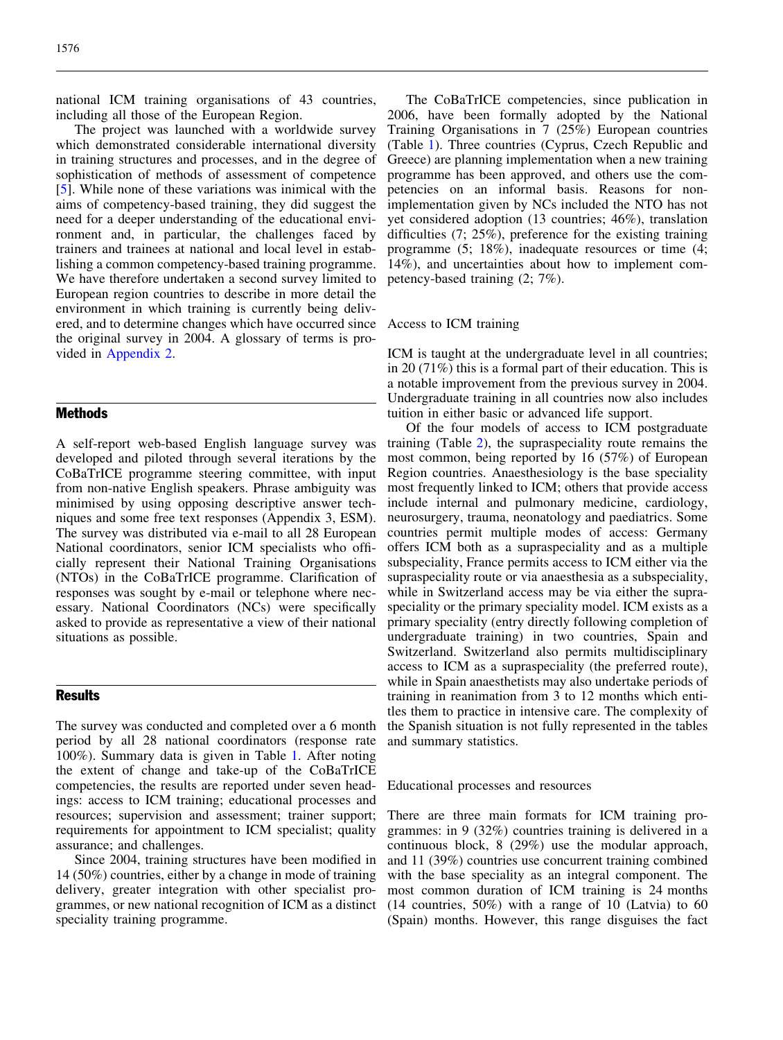national ICM training organisations of 43 countries, including all those of the European Region.

The project was launched with a worldwide survey which demonstrated considerable international diversity in training structures and processes, and in the degree of sophistication of methods of assessment of competence [5]. While none of these variations was inimical with the aims of competency-based training, they did suggest the need for a deeper understanding of the educational environment and, in particular, the challenges faced by trainers and trainees at national and local level in establishing a common competency-based training programme. We have therefore undertaken a second survey limited to European region countries to describe in more detail the environment in which training is currently being delivered, and to determine changes which have occurred since the original survey in 2004. A glossary of terms is provided in Appendix 2.

## Methods

A self-report web-based English language survey was developed and piloted through several iterations by the CoBaTrICE programme steering committee, with input from non-native English speakers. Phrase ambiguity was minimised by using opposing descriptive answer techniques and some free text responses (Appendix 3, ESM). The survey was distributed via e-mail to all 28 European National coordinators, senior ICM specialists who officially represent their National Training Organisations (NTOs) in the CoBaTrICE programme. Clarification of responses was sought by e-mail or telephone where necessary. National Coordinators (NCs) were specifically asked to provide as representative a view of their national situations as possible.

## Results

The survey was conducted and completed over a 6 month period by all 28 national coordinators (response rate 100%). Summary data is given in Table 1. After noting the extent of change and take-up of the CoBaTrICE competencies, the results are reported under seven headings: access to ICM training; educational processes and resources; supervision and assessment; trainer support; requirements for appointment to ICM specialist; quality assurance; and challenges.

Since 2004, training structures have been modified in 14 (50%) countries, either by a change in mode of training delivery, greater integration with other specialist programmes, or new national recognition of ICM as a distinct speciality training programme.

The CoBaTrICE competencies, since publication in 2006, have been formally adopted by the National Training Organisations in 7 (25%) European countries (Table 1). Three countries (Cyprus, Czech Republic and Greece) are planning implementation when a new training programme has been approved, and others use the competencies on an informal basis. Reasons for non-implementation given by NCs included the NTO has not yet considered adoption (13 countries; 46%), translation difficulties (7; 25%), preference for the existing training programme (5; 18%), inadequate resources or time (4; 14%), and uncertainties about how to implement competency-based training (2; 7%).

### Access to ICM training

ICM is taught at the undergraduate level in all countries; in 20 (71%) this is a formal part of their education. This is a notable improvement from the previous survey in 2004. Undergraduate training in all countries now also includes tuition in either basic or advanced life support.

Of the four models of access to ICM postgraduate training (Table 2), the supraspeciality route remains the most common, being reported by 16 (57%) of European Region countries. Anaesthesiology is the base speciality most frequently linked to ICM; others that provide access include internal and pulmonary medicine, cardiology, neurosurgery, trauma, neonatology and paediatrics. Some countries permit multiple modes of access: Germany offers ICM both as a supraspeciality and as a multiple subspeciality, France permits access to ICM either via the supraspeciality route or via anaesthesia as a subspeciality, while in Switzerland access may be via either the supraspeciality or the primary speciality model. ICM exists as a primary speciality (entry directly following completion of undergraduate training) in two countries, Spain and Switzerland. Switzerland also permits multidisciplinary access to ICM as a supraspeciality (the preferred route), while in Spain anaesthetists may also undertake periods of training in reanimation from 3 to 12 months which entitles them to practice in intensive care. The complexity of the Spanish situation is not fully represented in the tables and summary statistics.

### Educational processes and resources

There are three main formats for ICM training programmes: in 9 (32%) countries training is delivered in a continuous block, 8 (29%) use the modular approach, and 11 (39%) countries use concurrent training combined with the base speciality as an integral component. The most common duration of ICM training is 24 months (14 countries, 50%) with a range of 10 (Latvia) to 60 (Spain) months. However, this range disguises the fact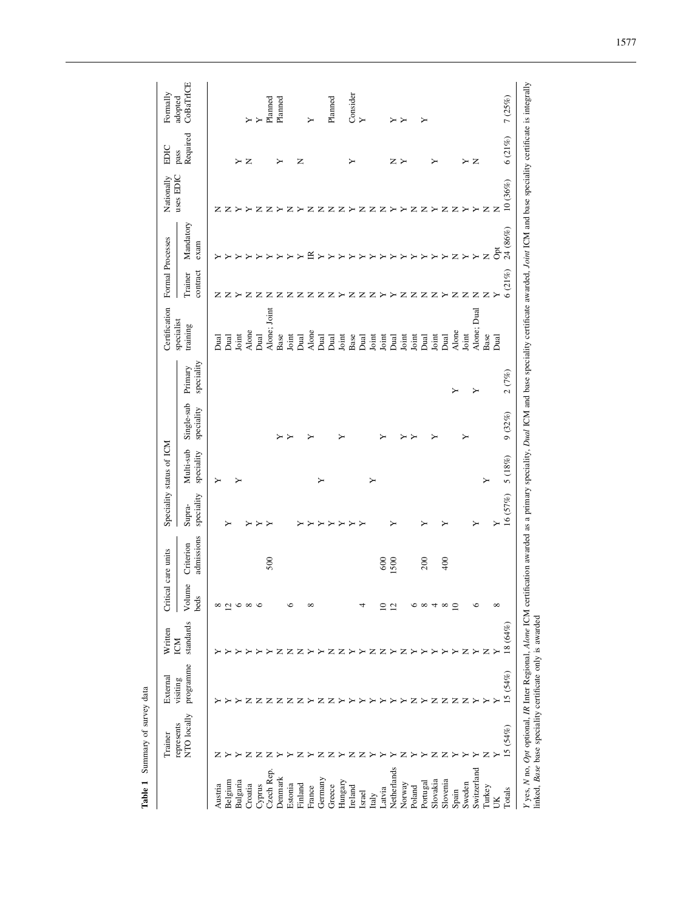**Table 1** Summary of survey data

| | Trainer represents NTO locally | External visiting programme | Written ICM standards | Critical care units | | Speciality status of ICM | | | | Certification specialist training | Formal Processes | | Nationally uses EDIC | EDIC pass Required | Formally adopted CoBaTrICE |
|---|---|---|---|---|---|---|---|---|---|---|---|---|---|---|---|
| | | | | Volume beds | Criterion admissions | Supra-speciality | Multi-sub speciality | Single-sub speciality | Primary speciality | | Trainer contract | Mandatory exam | | | |
| Austria | N | Y | Y | 8 | | | Y | | | Dual | N | Y | N | | |
| Belgium | Y | Y | Y | 12 | | Y | | | | Dual | N | Y | N | | |
| Bulgaria | Y | Y | Y | 6 | | | Y | | | Joint | Y | Y | Y | Y | |
| Croatia | N | N | Y | 8 | | Y | | | | Alone | N | Y | Y | N | Y |
| Cyprus | N | N | Y | 6 | | Y | | | | Dual | N | Y | N | | Y |
| Czech Rep. | N | N | Y | | 500 | Y | | | | Alone; Joint | N | Y | N | | Planned |
| Denmark | Y | N | N | | | | | Y | | Base | N | Y | Y | Y | Planned |
| Estonia | Y | N | N | 6 | | | | Y | | Joint | N | Y | N | | |
| Finland | N | N | N | | | Y | | | | Dual | N | Y | Y | N | |
| France | Y | Y | Y | 8 | | Y | | Y | | Alone | N | IR | N | | Y |
| Germany | N | N | Y | | | Y | Y | | | Dual | N | Y | N | | |
| Greece | N | N | N | | | Y | | | | Dual | N | Y | N | | Planned |
| Hungary | Y | Y | N | | | Y | | Y | | Joint | Y | Y | N | | |
| Ireland | N | Y | Y | | | Y | | | | Base | N | Y | Y | Y | Consider |
| Israel | N | Y | Y | 4 | | Y | | | | Dual | N | Y | N | | Y |
| Italy | Y | Y | N | | | | Y | | | Joint | N | Y | N | | |
| Latvia | Y | Y | N | 10 | 600 | | | Y | | Joint | Y | Y | N | | |
| Netherlands | Y | Y | Y | 12 | 1500 | Y | | | | Dual | Y | Y | Y | N | Y |
| Norway | N | Y | N | | | | | Y | | Joint | N | Y | Y | Y | Y |
| Poland | Y | N | Y | 6 | | | | Y | | Joint | N | Y | N | | |
| Portugal | Y | Y | Y | 8 | 200 | Y | | | | Dual | N | Y | N | | Y |
| Slovakia | N | N | Y | 4 | | | | Y | | Joint | N | Y | Y | Y | |
| Slovenia | N | N | Y | 8 | 400 | Y | | | | Dual | Y | Y | N | | |
| Spain | Y | N | Y | 10 | | | | | Y | Alone | N | N | N | | |
| Sweden | Y | N | N | | | | | Y | | Joint | N | Y | Y | Y | |
| Switzerland | Y | Y | Y | 6 | | Y | | | Y | Alone; Dual | N | Y | Y | N | |
| Turkey | N | Y | N | | | | Y | | | Base | N | N | N | | |
| UK | Y | Y | Y | 8 | | Y | | | | Dual | Y | Opt | N | | |
| Totals | 15 (54%) | 15 (54%) | 18 (64%) | | | 16 (57%) | 5 (18%) | 9 (32%) | 2 (7%) | | 6 (21%) | 24 (86%) | 10 (36%) | 6 (21%) | 7 (25%) |

*Y* yes, *N* no, *Opt* optional, *IR* Inter Regional, *Alone* ICM certification awarded as a primary speciality, *Dual* ICM and base speciality certificate awarded, *Joint* ICM and base speciality certificate is integrally linked, *Base* base speciality certificate only is awarded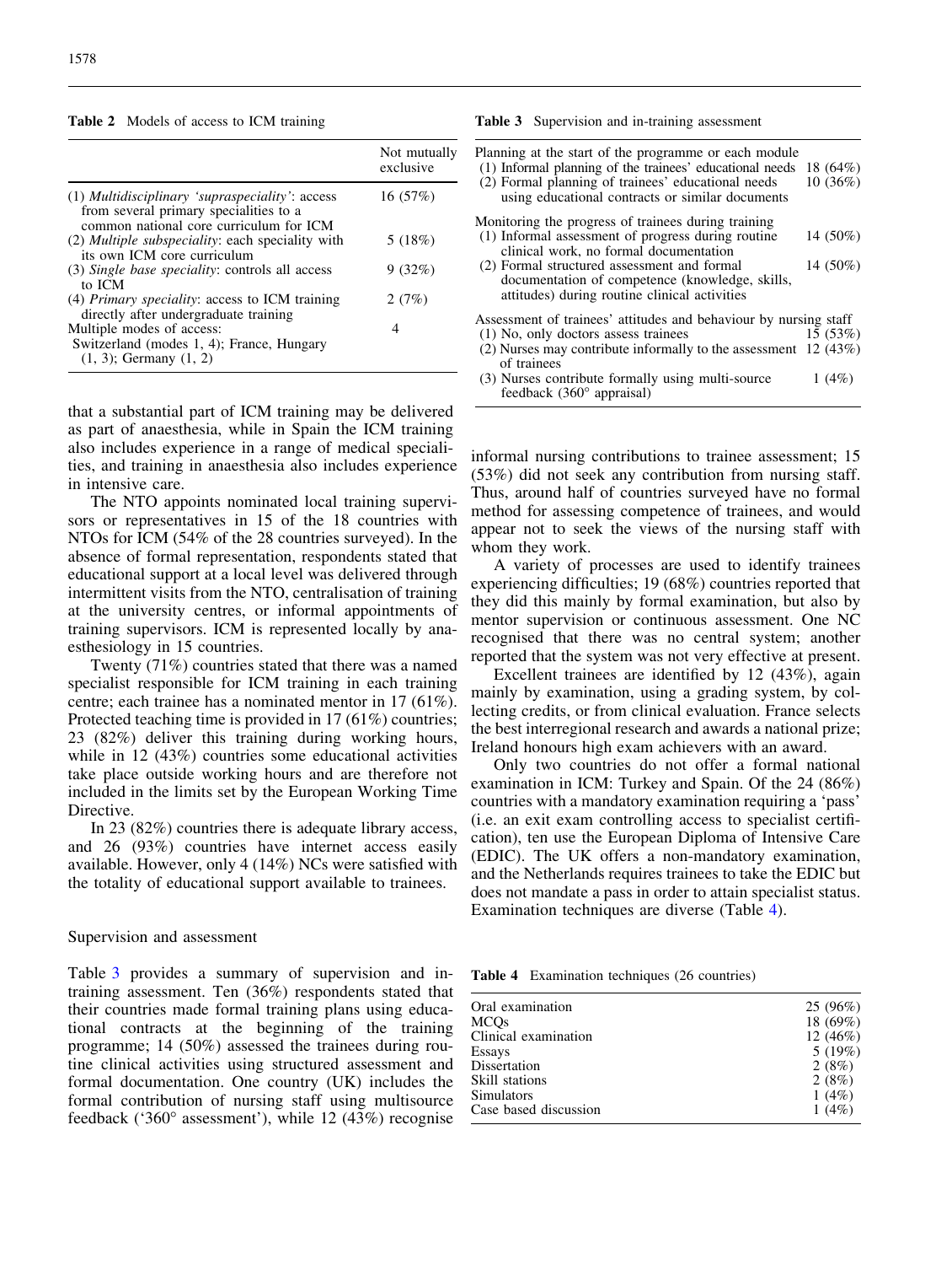**Table 2** Models of access to ICM training

| | Not mutually exclusive |
|---|---|
| (1) *Multidisciplinary 'supraspeciality'*: access from several primary specialities to a common national core curriculum for ICM | 16 (57%) |
| (2) *Multiple subspeciality*: each speciality with its own ICM core curriculum | 5 (18%) |
| (3) *Single base speciality*: controls all access to ICM | 9 (32%) |
| (4) *Primary speciality*: access to ICM training directly after undergraduate training | 2 (7%) |
| Multiple modes of access: Switzerland (modes 1, 4); France, Hungary (1, 3); Germany (1, 2) | 4 |

that a substantial part of ICM training may be delivered as part of anaesthesia, while in Spain the ICM training also includes experience in a range of medical specialities, and training in anaesthesia also includes experience in intensive care.

The NTO appoints nominated local training supervisors or representatives in 15 of the 18 countries with NTOs for ICM (54% of the 28 countries surveyed). In the absence of formal representation, respondents stated that educational support at a local level was delivered through intermittent visits from the NTO, centralisation of training at the university centres, or informal appointments of training supervisors. ICM is represented locally by anaesthesiology in 15 countries.

Twenty (71%) countries stated that there was a named specialist responsible for ICM training in each training centre; each trainee has a nominated mentor in 17 (61%). Protected teaching time is provided in 17 (61%) countries; 23 (82%) deliver this training during working hours, while in 12 (43%) countries some educational activities take place outside working hours and are therefore not included in the limits set by the European Working Time Directive.

In 23 (82%) countries there is adequate library access, and 26 (93%) countries have internet access easily available. However, only 4 (14%) NCs were satisfied with the totality of educational support available to trainees.

## Supervision and assessment

Table 3 provides a summary of supervision and in-training assessment. Ten (36%) respondents stated that their countries made formal training plans using educational contracts at the beginning of the training programme; 14 (50%) assessed the trainees during routine clinical activities using structured assessment and formal documentation. One country (UK) includes the formal contribution of nursing staff using multisource feedback ('360° assessment'), while 12 (43%) recognise informal nursing contributions to trainee assessment; 15 (53%) did not seek any contribution from nursing staff. Thus, around half of countries surveyed have no formal method for assessing competence of trainees, and would appear not to seek the views of the nursing staff with whom they work.

**Table 3** Supervision and in-training assessment

| | |
|---|---|
| Planning at the start of the programme or each module | |
| (1) Informal planning of the trainees' educational needs | 18 (64%) |
| (2) Formal planning of trainees' educational needs using educational contracts or similar documents | 10 (36%) |
| Monitoring the progress of trainees during training | |
| (1) Informal assessment of progress during routine clinical work, no formal documentation | 14 (50%) |
| (2) Formal structured assessment and formal documentation of competence (knowledge, skills, attitudes) during routine clinical activities | 14 (50%) |
| Assessment of trainees' attitudes and behaviour by nursing staff | |
| (1) No, only doctors assess trainees | 15 (53%) |
| (2) Nurses may contribute informally to the assessment of trainees | 12 (43%) |
| (3) Nurses contribute formally using multi-source feedback (360° appraisal) | 1 (4%) |

A variety of processes are used to identify trainees experiencing difficulties; 19 (68%) countries reported that they did this mainly by formal examination, but also by mentor supervision or continuous assessment. One NC recognised that there was no central system; another reported that the system was not very effective at present.

Excellent trainees are identified by 12 (43%), again mainly by examination, using a grading system, by collecting credits, or from clinical evaluation. France selects the best interregional research and awards a national prize; Ireland honours high exam achievers with an award.

Only two countries do not offer a formal national examination in ICM: Turkey and Spain. Of the 24 (86%) countries with a mandatory examination requiring a 'pass' (i.e. an exit exam controlling access to specialist certification), ten use the European Diploma of Intensive Care (EDIC). The UK offers a non-mandatory examination, and the Netherlands requires trainees to take the EDIC but does not mandate a pass in order to attain specialist status. Examination techniques are diverse (Table 4).

**Table 4** Examination techniques (26 countries)

| | |
|---|---|
| Oral examination | 25 (96%) |
| MCQs | 18 (69%) |
| Clinical examination | 12 (46%) |
| Essays | 5 (19%) |
| Dissertation | 2 (8%) |
| Skill stations | 2 (8%) |
| Simulators | 1 (4%) |
| Case based discussion | 1 (4%) |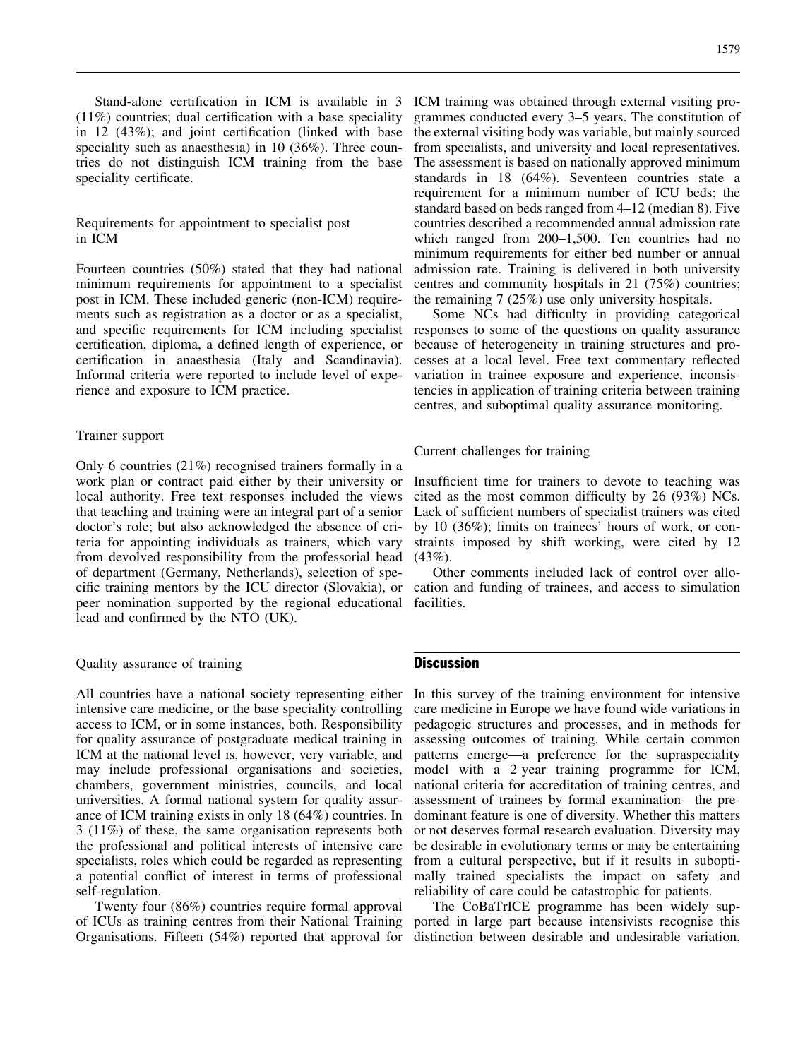Stand-alone certification in ICM is available in 3 (11%) countries; dual certification with a base speciality in 12 (43%); and joint certification (linked with base speciality such as anaesthesia) in 10 (36%). Three countries do not distinguish ICM training from the base speciality certificate.

### Requirements for appointment to specialist post in ICM

Fourteen countries (50%) stated that they had national minimum requirements for appointment to a specialist post in ICM. These included generic (non-ICM) requirements such as registration as a doctor or as a specialist, and specific requirements for ICM including specialist certification, diploma, a defined length of experience, or certification in anaesthesia (Italy and Scandinavia). Informal criteria were reported to include level of experience and exposure to ICM practice.

### Trainer support

Only 6 countries (21%) recognised trainers formally in a work plan or contract paid either by their university or local authority. Free text responses included the views that teaching and training were an integral part of a senior doctor's role; but also acknowledged the absence of criteria for appointing individuals as trainers, which vary from devolved responsibility from the professorial head of department (Germany, Netherlands), selection of specific training mentors by the ICU director (Slovakia), or peer nomination supported by the regional educational lead and confirmed by the NTO (UK).

### Quality assurance of training

All countries have a national society representing either intensive care medicine, or the base speciality controlling access to ICM, or in some instances, both. Responsibility for quality assurance of postgraduate medical training in ICM at the national level is, however, very variable, and may include professional organisations and societies, chambers, government ministries, councils, and local universities. A formal national system for quality assurance of ICM training exists in only 18 (64%) countries. In 3 (11%) of these, the same organisation represents both the professional and political interests of intensive care specialists, roles which could be regarded as representing a potential conflict of interest in terms of professional self-regulation.

Twenty four (86%) countries require formal approval of ICUs as training centres from their National Training Organisations. Fifteen (54%) reported that approval for ICM training was obtained through external visiting programmes conducted every 3–5 years. The constitution of the external visiting body was variable, but mainly sourced from specialists, and university and local representatives. The assessment is based on nationally approved minimum standards in 18 (64%). Seventeen countries state a requirement for a minimum number of ICU beds; the standard based on beds ranged from 4–12 (median 8). Five countries described a recommended annual admission rate which ranged from 200–1,500. Ten countries had no minimum requirements for either bed number or annual admission rate. Training is delivered in both university centres and community hospitals in 21 (75%) countries; the remaining 7 (25%) use only university hospitals.

Some NCs had difficulty in providing categorical responses to some of the questions on quality assurance because of heterogeneity in training structures and processes at a local level. Free text commentary reflected variation in trainee exposure and experience, inconsistencies in application of training criteria between training centres, and suboptimal quality assurance monitoring.

### Current challenges for training

Insufficient time for trainers to devote to teaching was cited as the most common difficulty by 26 (93%) NCs. Lack of sufficient numbers of specialist trainers was cited by 10 (36%); limits on trainees' hours of work, or constraints imposed by shift working, were cited by 12 (43%).

Other comments included lack of control over allocation and funding of trainees, and access to simulation facilities.

## Discussion

In this survey of the training environment for intensive care medicine in Europe we have found wide variations in pedagogic structures and processes, and in methods for assessing outcomes of training. While certain common patterns emerge—a preference for the supraspeciality model with a 2 year training programme for ICM, national criteria for accreditation of training centres, and assessment of trainees by formal examination—the predominant feature is one of diversity. Whether this matters or not deserves formal research evaluation. Diversity may be desirable in evolutionary terms or may be entertaining from a cultural perspective, but if it results in suboptimally trained specialists the impact on safety and reliability of care could be catastrophic for patients.

The CoBaTrICE programme has been widely supported in large part because intensivists recognise this distinction between desirable and undesirable variation,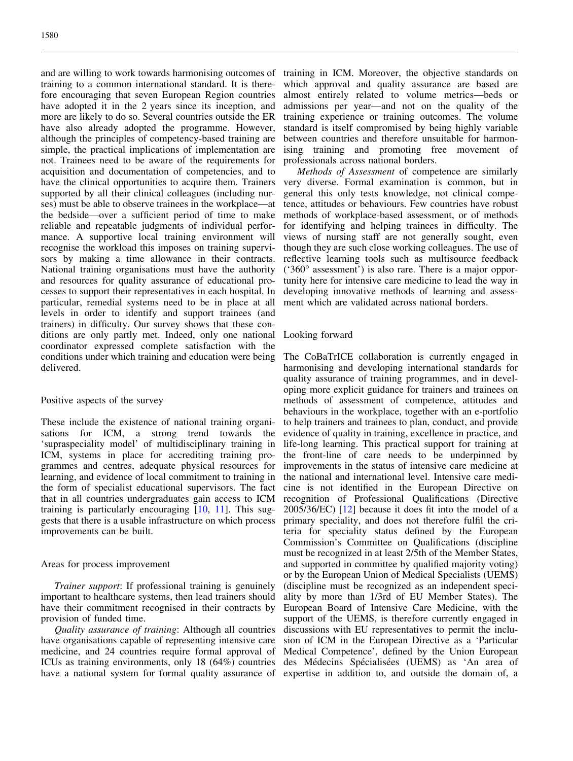and are willing to work towards harmonising outcomes of training to a common international standard. It is therefore encouraging that seven European Region countries have adopted it in the 2 years since its inception, and more are likely to do so. Several countries outside the ER have also already adopted the programme. However, although the principles of competency-based training are simple, the practical implications of implementation are not. Trainees need to be aware of the requirements for acquisition and documentation of competencies, and to have the clinical opportunities to acquire them. Trainers supported by all their clinical colleagues (including nurses) must be able to observe trainees in the workplace—at the bedside—over a sufficient period of time to make reliable and repeatable judgments of individual performance. A supportive local training environment will recognise the workload this imposes on training supervisors by making a time allowance in their contracts. National training organisations must have the authority and resources for quality assurance of educational processes to support their representatives in each hospital. In particular, remedial systems need to be in place at all levels in order to identify and support trainees (and trainers) in difficulty. Our survey shows that these conditions are only partly met. Indeed, only one national coordinator expressed complete satisfaction with the conditions under which training and education were being delivered.

## Positive aspects of the survey

These include the existence of national training organisations for ICM, a strong trend towards the 'supraspeciality model' of multidisciplinary training in ICM, systems in place for accrediting training programmes and centres, adequate physical resources for learning, and evidence of local commitment to training in the form of specialist educational supervisors. The fact that in all countries undergraduates gain access to ICM training is particularly encouraging [10, 11]. This suggests that there is a usable infrastructure on which process improvements can be built.

## Areas for process improvement

*Trainer support*: If professional training is genuinely important to healthcare systems, then lead trainers should have their commitment recognised in their contracts by provision of funded time.

*Quality assurance of training*: Although all countries have organisations capable of representing intensive care medicine, and 24 countries require formal approval of ICUs as training environments, only 18 (64%) countries have a national system for formal quality assurance of training in ICM. Moreover, the objective standards on which approval and quality assurance are based are almost entirely related to volume metrics—beds or admissions per year—and not on the quality of the training experience or training outcomes. The volume standard is itself compromised by being highly variable between countries and therefore unsuitable for harmonising training and promoting free movement of professionals across national borders.

*Methods of Assessment* of competence are similarly very diverse. Formal examination is common, but in general this only tests knowledge, not clinical competence, attitudes or behaviours. Few countries have robust methods of workplace-based assessment, or of methods for identifying and helping trainees in difficulty. The views of nursing staff are not generally sought, even though they are such close working colleagues. The use of reflective learning tools such as multisource feedback ('360° assessment') is also rare. There is a major opportunity here for intensive care medicine to lead the way in developing innovative methods of learning and assessment which are validated across national borders.

## Looking forward

The CoBaTrICE collaboration is currently engaged in harmonising and developing international standards for quality assurance of training programmes, and in developing more explicit guidance for trainers and trainees on methods of assessment of competence, attitudes and behaviours in the workplace, together with an e-portfolio to help trainers and trainees to plan, conduct, and provide evidence of quality in training, excellence in practice, and life-long learning. This practical support for training at the front-line of care needs to be underpinned by improvements in the status of intensive care medicine at the national and international level. Intensive care medicine is not identified in the European Directive on recognition of Professional Qualifications (Directive 2005/36/EC) [12] because it does fit into the model of a primary speciality, and does not therefore fulfil the criteria for speciality status defined by the European Commission's Committee on Qualifications (discipline must be recognized in at least 2/5th of the Member States, and supported in committee by qualified majority voting) or by the European Union of Medical Specialists (UEMS) (discipline must be recognized as an independent speciality by more than 1/3rd of EU Member States). The European Board of Intensive Care Medicine, with the support of the UEMS, is therefore currently engaged in discussions with EU representatives to permit the inclusion of ICM in the European Directive as a 'Particular Medical Competence', defined by the Union European des Médecins Spécialisées (UEMS) as 'An area of expertise in addition to, and outside the domain of, a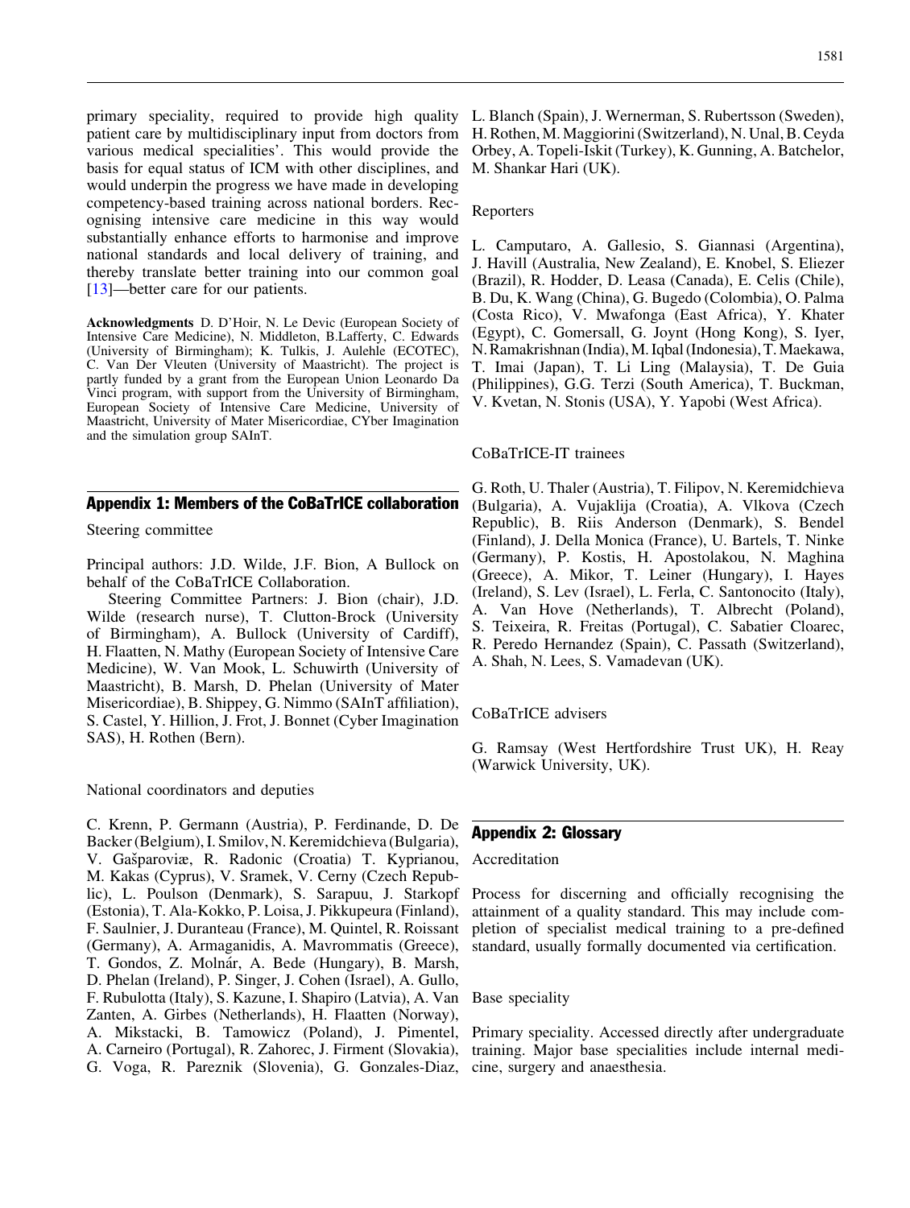primary speciality, required to provide high quality patient care by multidisciplinary input from doctors from various medical specialities'. This would provide the basis for equal status of ICM with other disciplines, and would underpin the progress we have made in developing competency-based training across national borders. Recognising intensive care medicine in this way would substantially enhance efforts to harmonise and improve national standards and local delivery of training, and thereby translate better training into our common goal [13]—better care for our patients.

**Acknowledgments** D. D'Hoir, N. Le Devic (European Society of Intensive Care Medicine), N. Middleton, B.Lafferty, C. Edwards (University of Birmingham); K. Tulkis, J. Aulehle (ECOTEC), C. Van Der Vleuten (University of Maastricht). The project is partly funded by a grant from the European Union Leonardo Da Vinci program, with support from the University of Birmingham, European Society of Intensive Care Medicine, University of Maastricht, University of Mater Misericordiae, CYber Imagination and the simulation group SAInT.

## Appendix 1: Members of the CoBaTrICE collaboration

Steering committee

Principal authors: J.D. Wilde, J.F. Bion, A Bullock on behalf of the CoBaTrICE Collaboration.

Steering Committee Partners: J. Bion (chair), J.D. Wilde (research nurse), T. Clutton-Brock (University of Birmingham), A. Bullock (University of Cardiff), H. Flaatten, N. Mathy (European Society of Intensive Care Medicine), W. Van Mook, L. Schuwirth (University of Maastricht), B. Marsh, D. Phelan (University of Mater Misericordiae), B. Shippey, G. Nimmo (SAInT affiliation), S. Castel, Y. Hillion, J. Frot, J. Bonnet (Cyber Imagination SAS), H. Rothen (Bern).

National coordinators and deputies

C. Krenn, P. Germann (Austria), P. Ferdinande, D. De Backer (Belgium), I. Smilov, N. Keremidchieva (Bulgaria), V. Gašparoviæ, R. Radonic (Croatia) T. Kyprianou, M. Kakas (Cyprus), V. Sramek, V. Cerny (Czech Republic), L. Poulson (Denmark), S. Sarapuu, J. Starkopf (Estonia), T. Ala-Kokko, P. Loisa, J. Pikkupeura (Finland), F. Saulnier, J. Duranteau (France), M. Quintel, R. Roissant (Germany), A. Armaganidis, A. Mavrommatis (Greece), T. Gondos, Z. Molnár, A. Bede (Hungary), B. Marsh, D. Phelan (Ireland), P. Singer, J. Cohen (Israel), A. Gullo, F. Rubulotta (Italy), S. Kazune, I. Shapiro (Latvia), A. Van Zanten, A. Girbes (Netherlands), H. Flaatten (Norway), A. Mikstacki, B. Tamowicz (Poland), J. Pimentel, A. Carneiro (Portugal), R. Zahorec, J. Firment (Slovakia), G. Voga, R. Pareznik (Slovenia), G. Gonzales-Diaz, L. Blanch (Spain), J. Wernerman, S. Rubertsson (Sweden), H. Rothen, M. Maggiorini (Switzerland), N. Unal, B. Ceyda Orbey, A. Topeli-Iskit (Turkey), K. Gunning, A. Batchelor, M. Shankar Hari (UK).

Reporters

L. Camputaro, A. Gallesio, S. Giannasi (Argentina), J. Havill (Australia, New Zealand), E. Knobel, S. Eliezer (Brazil), R. Hodder, D. Leasa (Canada), E. Celis (Chile), B. Du, K. Wang (China), G. Bugedo (Colombia), O. Palma (Costa Rico), V. Mwafonga (East Africa), Y. Khater (Egypt), C. Gomersall, G. Joynt (Hong Kong), S. Iyer, N. Ramakrishnan (India), M. Iqbal (Indonesia), T. Maekawa, T. Imai (Japan), T. Li Ling (Malaysia), T. De Guia (Philippines), G.G. Terzi (South America), T. Buckman, V. Kvetan, N. Stonis (USA), Y. Yapobi (West Africa).

CoBaTrICE-IT trainees

G. Roth, U. Thaler (Austria), T. Filipov, N. Keremidchieva (Bulgaria), A. Vujaklija (Croatia), A. Vlkova (Czech Republic), B. Riis Anderson (Denmark), S. Bendel (Finland), J. Della Monica (France), U. Bartels, T. Ninke (Germany), P. Kostis, H. Apostolakou, N. Maghina (Greece), A. Mikor, T. Leiner (Hungary), I. Hayes (Ireland), S. Lev (Israel), L. Ferla, C. Santonocito (Italy), A. Van Hove (Netherlands), T. Albrecht (Poland), S. Teixeira, R. Freitas (Portugal), C. Sabatier Cloarec, R. Peredo Hernandez (Spain), C. Passath (Switzerland), A. Shah, N. Lees, S. Vamadevan (UK).

CoBaTrICE advisers

G. Ramsay (West Hertfordshire Trust UK), H. Reay (Warwick University, UK).

## Appendix 2: Glossary

Accreditation

Process for discerning and officially recognising the attainment of a quality standard. This may include completion of specialist medical training to a pre-defined standard, usually formally documented via certification.

Base speciality

Primary speciality. Accessed directly after undergraduate training. Major base specialities include internal medicine, surgery and anaesthesia.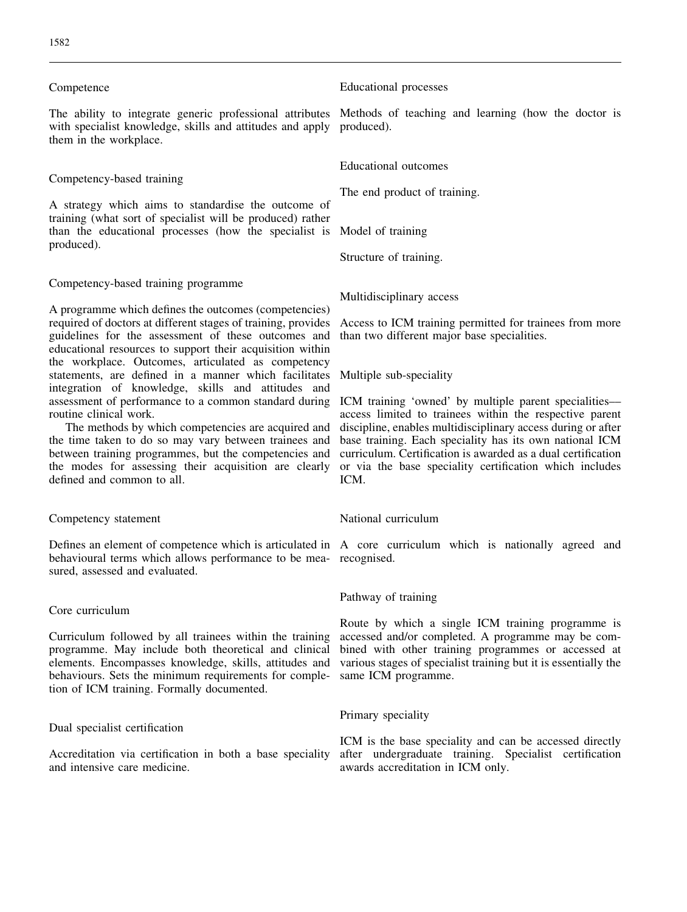Competence

The ability to integrate generic professional attributes with specialist knowledge, skills and attitudes and apply them in the workplace.

Competency-based training

A strategy which aims to standardise the outcome of training (what sort of specialist will be produced) rather than the educational processes (how the specialist is produced).

Competency-based training programme

A programme which defines the outcomes (competencies) required of doctors at different stages of training, provides guidelines for the assessment of these outcomes and educational resources to support their acquisition within the workplace. Outcomes, articulated as competency statements, are defined in a manner which facilitates integration of knowledge, skills and attitudes and assessment of performance to a common standard during routine clinical work.

The methods by which competencies are acquired and the time taken to do so may vary between trainees and between training programmes, but the competencies and the modes for assessing their acquisition are clearly defined and common to all.

Competency statement

Defines an element of competence which is articulated in behavioural terms which allows performance to be measured, assessed and evaluated.

Core curriculum

Curriculum followed by all trainees within the training programme. May include both theoretical and clinical elements. Encompasses knowledge, skills, attitudes and behaviours. Sets the minimum requirements for completion of ICM training. Formally documented.

Dual specialist certification

Accreditation via certification in both a base speciality and intensive care medicine.

Educational processes

Methods of teaching and learning (how the doctor is produced).

Educational outcomes

The end product of training.

Model of training

Structure of training.

Multidisciplinary access

Access to ICM training permitted for trainees from more than two different major base specialities.

Multiple sub-speciality

ICM training 'owned' by multiple parent specialities—access limited to trainees within the respective parent discipline, enables multidisciplinary access during or after base training. Each speciality has its own national ICM curriculum. Certification is awarded as a dual certification or via the base speciality certification which includes ICM.

National curriculum

A core curriculum which is nationally agreed and recognised.

Pathway of training

Route by which a single ICM training programme is accessed and/or completed. A programme may be combined with other training programmes or accessed at various stages of specialist training but it is essentially the same ICM programme.

Primary speciality

ICM is the base speciality and can be accessed directly after undergraduate training. Specialist certification awards accreditation in ICM only.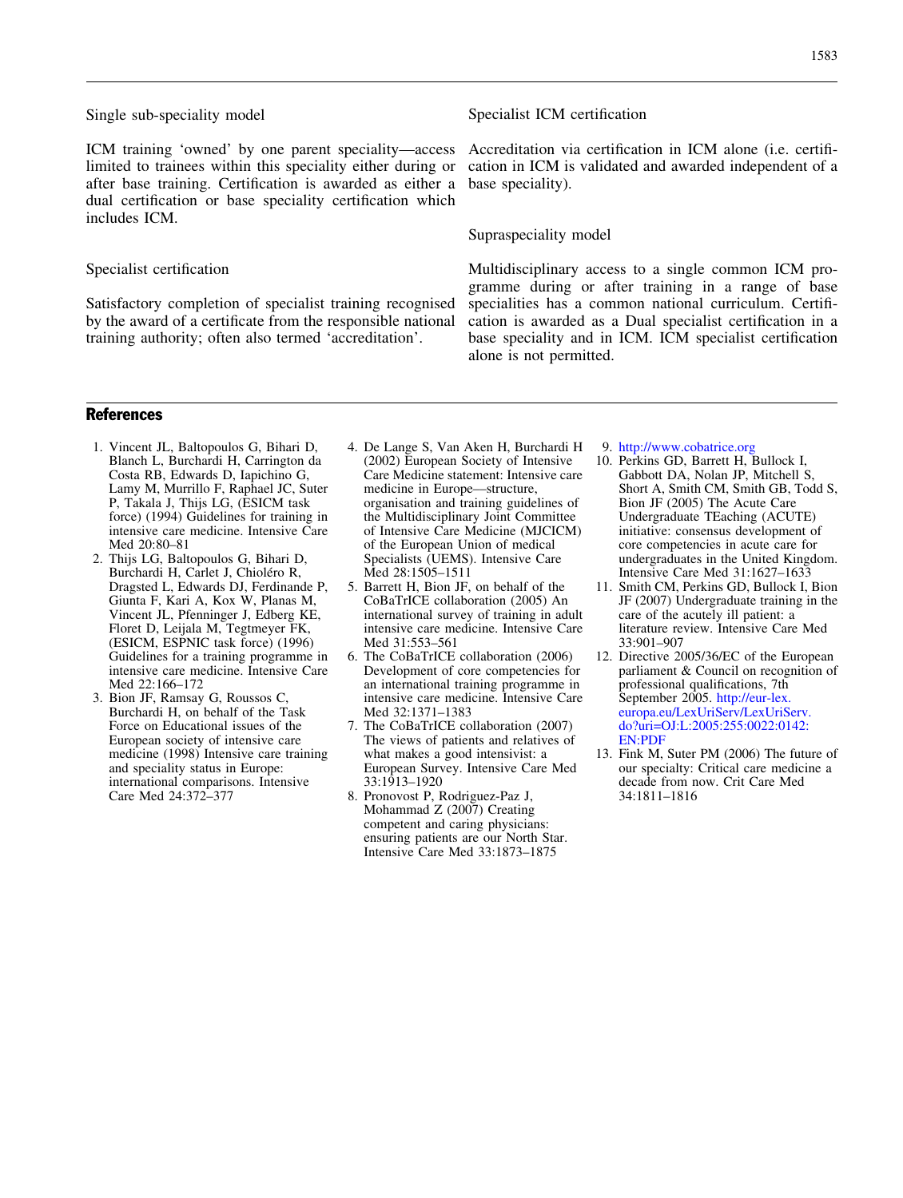Single sub-speciality model

ICM training 'owned' by one parent speciality—access limited to trainees within this speciality either during or after base training. Certification is awarded as either a dual certification or base speciality certification which includes ICM.

Specialist certification

Satisfactory completion of specialist training recognised by the award of a certificate from the responsible national training authority; often also termed 'accreditation'.

Specialist ICM certification

Accreditation via certification in ICM alone (i.e. certification in ICM is validated and awarded independent of a base speciality).

Supraspeciality model

Multidisciplinary access to a single common ICM programme during or after training in a range of base specialities has a common national curriculum. Certification is awarded as a Dual specialist certification in a base speciality and in ICM. ICM specialist certification alone is not permitted.

## References

1. Vincent JL, Baltopoulos G, Bihari D, Blanch L, Burchardi H, Carrington da Costa RB, Edwards D, Iapichino G, Lamy M, Murrillo F, Raphael JC, Suter P, Takala J, Thijs LG, (ESICM task force) (1994) Guidelines for training in intensive care medicine. Intensive Care Med 20:80–81
2. Thijs LG, Baltopoulos G, Bihari D, Burchardi H, Carlet J, Chioléro R, Dragsted L, Edwards DJ, Ferdinande P, Giunta F, Kari A, Kox W, Planas M, Vincent JL, Pfenninger J, Edberg KE, Floret D, Leijala M, Tegtmeyer FK, (ESICM, ESPNIC task force) (1996) Guidelines for a training programme in intensive care medicine. Intensive Care Med 22:166–172
3. Bion JF, Ramsay G, Roussos C, Burchardi H, on behalf of the Task Force on Educational issues of the European society of intensive care medicine (1998) Intensive care training and speciality status in Europe: international comparisons. Intensive Care Med 24:372–377
4. De Lange S, Van Aken H, Burchardi H (2002) European Society of Intensive Care Medicine statement: Intensive care medicine in Europe—structure, organisation and training guidelines of the Multidisciplinary Joint Committee of Intensive Care Medicine (MJCICM) of the European Union of medical Specialists (UEMS). Intensive Care Med 28:1505–1511
5. Barrett H, Bion JF, on behalf of the CoBaTrICE collaboration (2005) An international survey of training in adult intensive care medicine. Intensive Care Med 31:553–561
6. The CoBaTrICE collaboration (2006) Development of core competencies for an international training programme in intensive care medicine. Intensive Care Med 32:1371–1383
7. The CoBaTrICE collaboration (2007) The views of patients and relatives of what makes a good intensivist: a European Survey. Intensive Care Med 33:1913–1920
8. Pronovost P, Rodriguez-Paz J, Mohammad Z (2007) Creating competent and caring physicians: ensuring patients are our North Star. Intensive Care Med 33:1873–1875
9. http://www.cobatrice.org
10. Perkins GD, Barrett H, Bullock I, Gabbott DA, Nolan JP, Mitchell S, Short A, Smith CM, Smith GB, Todd S, Bion JF (2005) The Acute Care Undergraduate TEaching (ACUTE) initiative: consensus development of core competencies in acute care for undergraduates in the United Kingdom. Intensive Care Med 31:1627–1633
11. Smith CM, Perkins GD, Bullock I, Bion JF (2007) Undergraduate training in the care of the acutely ill patient: a literature review. Intensive Care Med 33:901–907
12. Directive 2005/36/EC of the European parliament & Council on recognition of professional qualifications, 7th September 2005. http://eur-lex.europa.eu/LexUriServ/LexUriServ.do?uri=OJ:L:2005:255:0022:0142:EN:PDF
13. Fink M, Suter PM (2006) The future of our specialty: Critical care medicine a decade from now. Crit Care Med 34:1811–1816